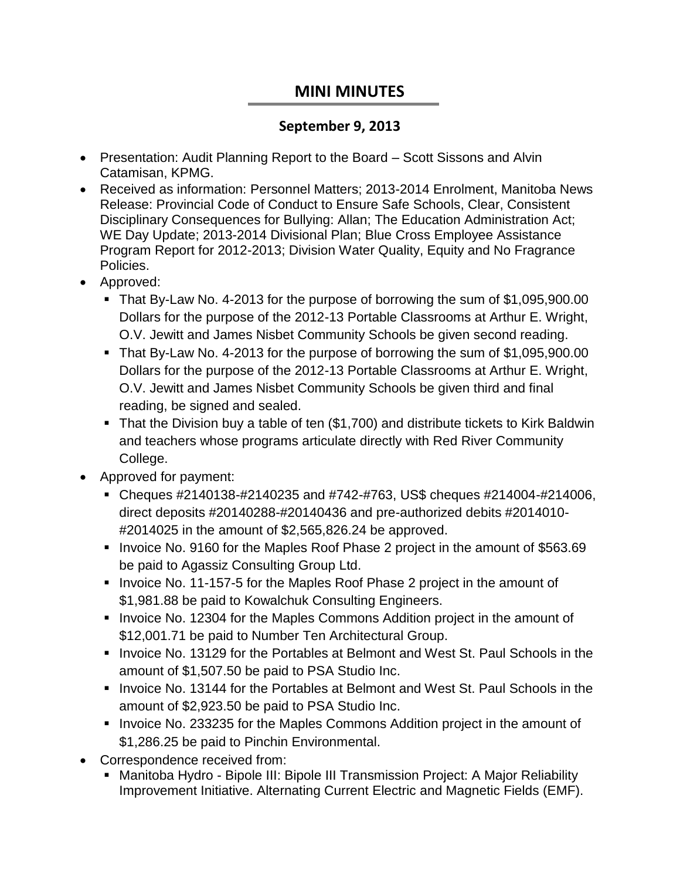# MINI MINUTES

## September 9, 2013

- Presentation: Audit Planning Report to the Board – Scott Sissons and Alvin Catamisan, KPMG.
- Received as information: Personnel Matters; 2013-2014 Enrolment, Manitoba News Release: Provincial Code of Conduct to Ensure Safe Schools, Clear, Consistent Disciplinary Consequences for Bullying: Allan; The Education Administration Act; WE Day Update; 2013-2014 Divisional Plan; Blue Cross Employee Assistance Program Report for 2012-2013; Division Water Quality, Equity and No Fragrance Policies.
- Approved:
  - That By-Law No. 4-2013 for the purpose of borrowing the sum of $1,095,900.00 Dollars for the purpose of the 2012-13 Portable Classrooms at Arthur E. Wright, O.V. Jewitt and James Nisbet Community Schools be given second reading.
  - That By-Law No. 4-2013 for the purpose of borrowing the sum of $1,095,900.00 Dollars for the purpose of the 2012-13 Portable Classrooms at Arthur E. Wright, O.V. Jewitt and James Nisbet Community Schools be given third and final reading, be signed and sealed.
  - That the Division buy a table of ten ($1,700) and distribute tickets to Kirk Baldwin and teachers whose programs articulate directly with Red River Community College.
- Approved for payment:
  - Cheques #2140138-#2140235 and #742-#763, US$ cheques #214004-#214006, direct deposits #20140288-#20140436 and pre-authorized debits #2014010-#2014025 in the amount of $2,565,826.24 be approved.
  - Invoice No. 9160 for the Maples Roof Phase 2 project in the amount of $563.69 be paid to Agassiz Consulting Group Ltd.
  - Invoice No. 11-157-5 for the Maples Roof Phase 2 project in the amount of $1,981.88 be paid to Kowalchuk Consulting Engineers.
  - Invoice No. 12304 for the Maples Commons Addition project in the amount of $12,001.71 be paid to Number Ten Architectural Group.
  - Invoice No. 13129 for the Portables at Belmont and West St. Paul Schools in the amount of $1,507.50 be paid to PSA Studio Inc.
  - Invoice No. 13144 for the Portables at Belmont and West St. Paul Schools in the amount of $2,923.50 be paid to PSA Studio Inc.
  - Invoice No. 233235 for the Maples Commons Addition project in the amount of $1,286.25 be paid to Pinchin Environmental.
- Correspondence received from:
  - Manitoba Hydro - Bipole III: Bipole III Transmission Project: A Major Reliability Improvement Initiative. Alternating Current Electric and Magnetic Fields (EMF).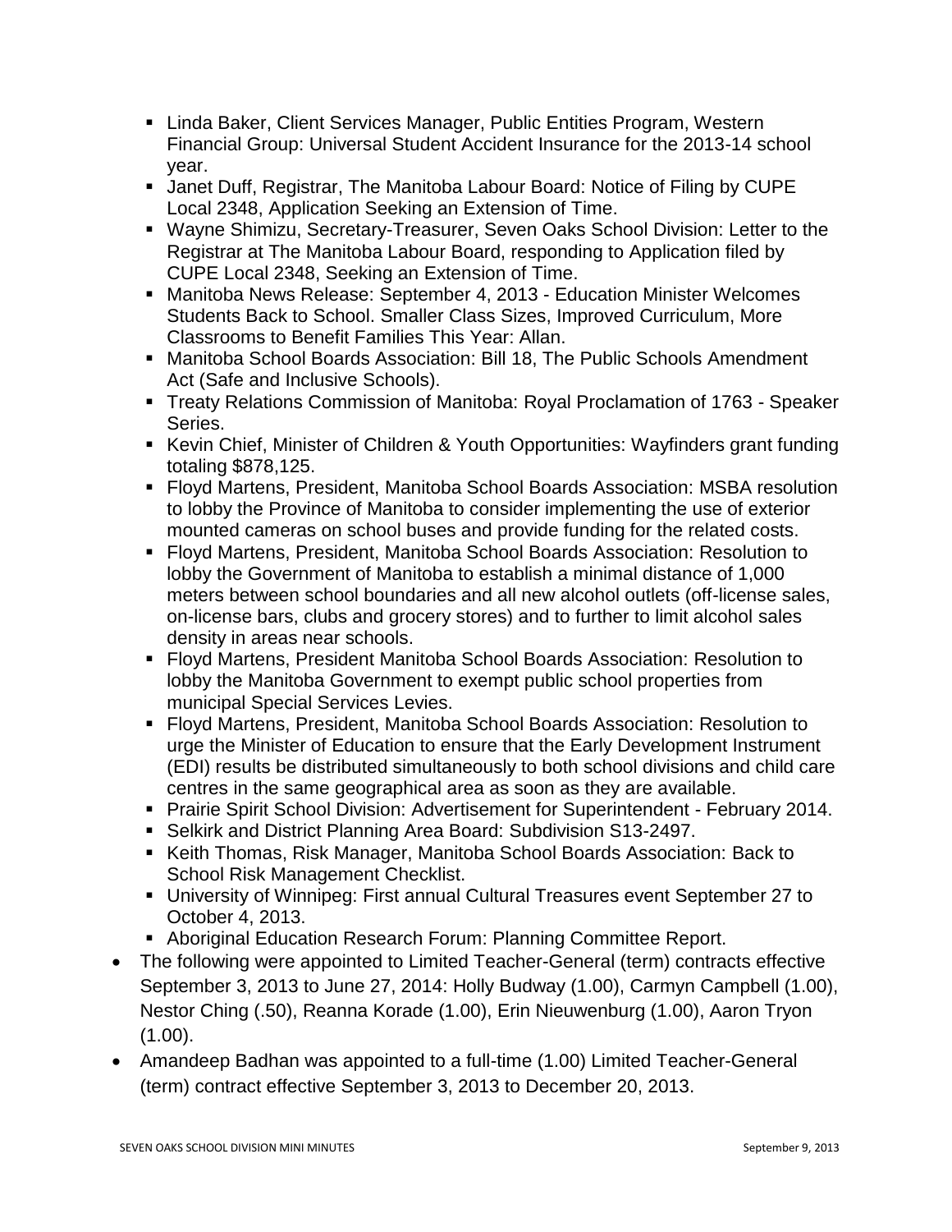- Linda Baker, Client Services Manager, Public Entities Program, Western Financial Group: Universal Student Accident Insurance for the 2013-14 school year.
    - Janet Duff, Registrar, The Manitoba Labour Board: Notice of Filing by CUPE Local 2348, Application Seeking an Extension of Time.
    - Wayne Shimizu, Secretary-Treasurer, Seven Oaks School Division: Letter to the Registrar at The Manitoba Labour Board, responding to Application filed by CUPE Local 2348, Seeking an Extension of Time.
    - Manitoba News Release: September 4, 2013 - Education Minister Welcomes Students Back to School. Smaller Class Sizes, Improved Curriculum, More Classrooms to Benefit Families This Year: Allan.
    - Manitoba School Boards Association: Bill 18, The Public Schools Amendment Act (Safe and Inclusive Schools).
    - Treaty Relations Commission of Manitoba: Royal Proclamation of 1763 - Speaker Series.
    - Kevin Chief, Minister of Children & Youth Opportunities: Wayfinders grant funding totaling $878,125.
    - Floyd Martens, President, Manitoba School Boards Association: MSBA resolution to lobby the Province of Manitoba to consider implementing the use of exterior mounted cameras on school buses and provide funding for the related costs.
    - Floyd Martens, President, Manitoba School Boards Association: Resolution to lobby the Government of Manitoba to establish a minimal distance of 1,000 meters between school boundaries and all new alcohol outlets (off-license sales, on-license bars, clubs and grocery stores) and to further to limit alcohol sales density in areas near schools.
    - Floyd Martens, President Manitoba School Boards Association: Resolution to lobby the Manitoba Government to exempt public school properties from municipal Special Services Levies.
    - Floyd Martens, President, Manitoba School Boards Association: Resolution to urge the Minister of Education to ensure that the Early Development Instrument (EDI) results be distributed simultaneously to both school divisions and child care centres in the same geographical area as soon as they are available.
    - Prairie Spirit School Division: Advertisement for Superintendent - February 2014.
    - Selkirk and District Planning Area Board: Subdivision S13-2497.
    - Keith Thomas, Risk Manager, Manitoba School Boards Association: Back to School Risk Management Checklist.
    - University of Winnipeg: First annual Cultural Treasures event September 27 to October 4, 2013.
    - Aboriginal Education Research Forum: Planning Committee Report.
- The following were appointed to Limited Teacher-General (term) contracts effective September 3, 2013 to June 27, 2014: Holly Budway (1.00), Carmyn Campbell (1.00), Nestor Ching (.50), Reanna Korade (1.00), Erin Nieuwenburg (1.00), Aaron Tryon (1.00).
- Amandeep Badhan was appointed to a full-time (1.00) Limited Teacher-General (term) contract effective September 3, 2013 to December 20, 2013.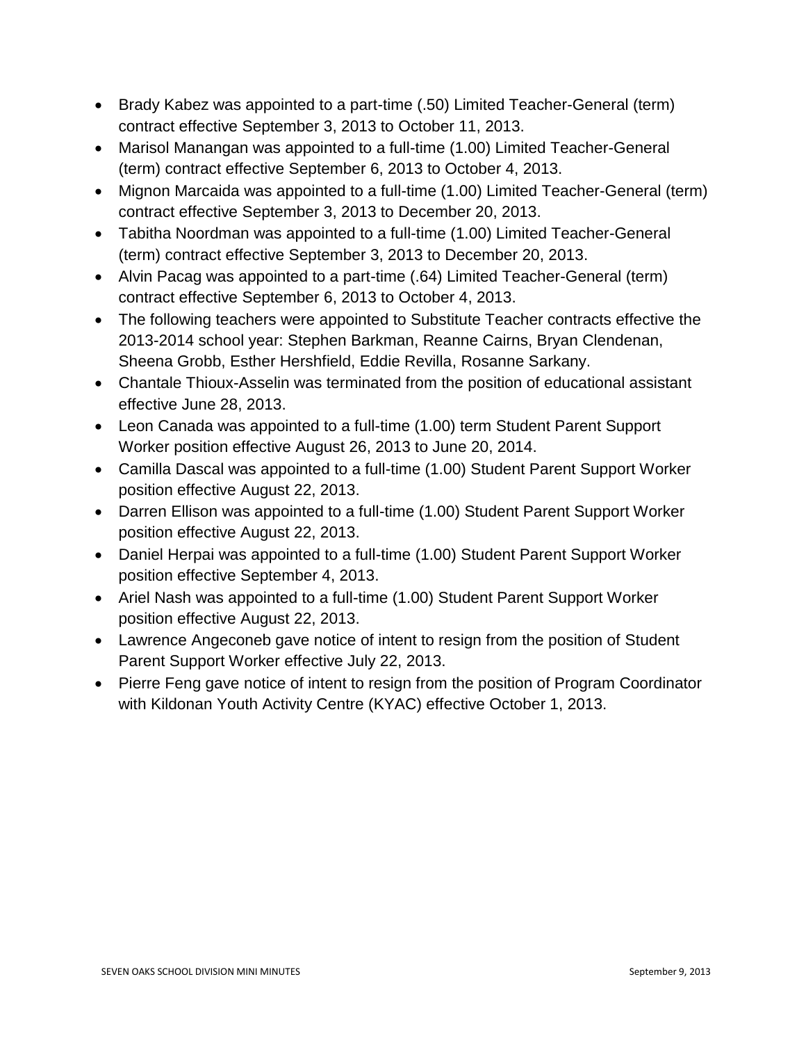- Brady Kabez was appointed to a part-time (.50) Limited Teacher-General (term) contract effective September 3, 2013 to October 11, 2013.
- Marisol Manangan was appointed to a full-time (1.00) Limited Teacher-General (term) contract effective September 6, 2013 to October 4, 2013.
- Mignon Marcaida was appointed to a full-time (1.00) Limited Teacher-General (term) contract effective September 3, 2013 to December 20, 2013.
- Tabitha Noordman was appointed to a full-time (1.00) Limited Teacher-General (term) contract effective September 3, 2013 to December 20, 2013.
- Alvin Pacag was appointed to a part-time (.64) Limited Teacher-General (term) contract effective September 6, 2013 to October 4, 2013.
- The following teachers were appointed to Substitute Teacher contracts effective the 2013-2014 school year: Stephen Barkman, Reanne Cairns, Bryan Clendenan, Sheena Grobb, Esther Hershfield, Eddie Revilla, Rosanne Sarkany.
- Chantale Thioux-Asselin was terminated from the position of educational assistant effective June 28, 2013.
- Leon Canada was appointed to a full-time (1.00) term Student Parent Support Worker position effective August 26, 2013 to June 20, 2014.
- Camilla Dascal was appointed to a full-time (1.00) Student Parent Support Worker position effective August 22, 2013.
- Darren Ellison was appointed to a full-time (1.00) Student Parent Support Worker position effective August 22, 2013.
- Daniel Herpai was appointed to a full-time (1.00) Student Parent Support Worker position effective September 4, 2013.
- Ariel Nash was appointed to a full-time (1.00) Student Parent Support Worker position effective August 22, 2013.
- Lawrence Angeconeb gave notice of intent to resign from the position of Student Parent Support Worker effective July 22, 2013.
- Pierre Feng gave notice of intent to resign from the position of Program Coordinator with Kildonan Youth Activity Centre (KYAC) effective October 1, 2013.